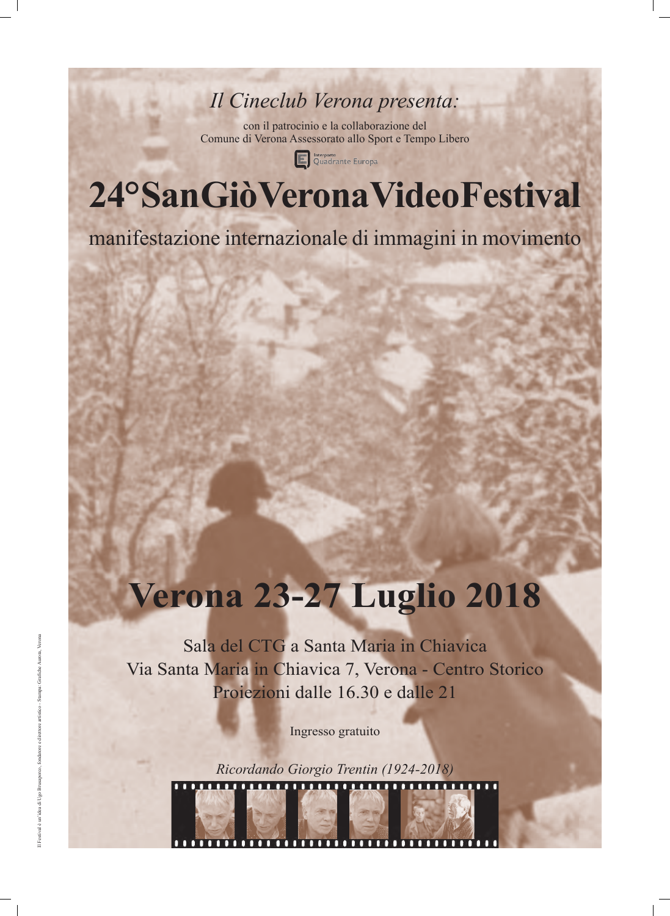*Il Cineclub Verona presenta:*

con il patrocinio e la collaborazione del
Comune di Verona Assessorato allo Sport e Tempo Libero

Interporto Quadrante Europa

# 24°SanGiòVeronaVideoFestival

manifestazione internazionale di immagini in movimento

# Verona 23-27 Luglio 2018

Sala del CTG a Santa Maria in Chiavica
Via Santa Maria in Chiavica 7, Verona - Centro Storico
Proiezioni dalle 16.30 e dalle 21

Ingresso gratuito

*Ricordando Giorgio Trentin (1924-2018)*

Il Festival è un'idea di Ugo Brusaporco, fondatore e direttore artistico - Stampa: Grafiche Aurora, Verona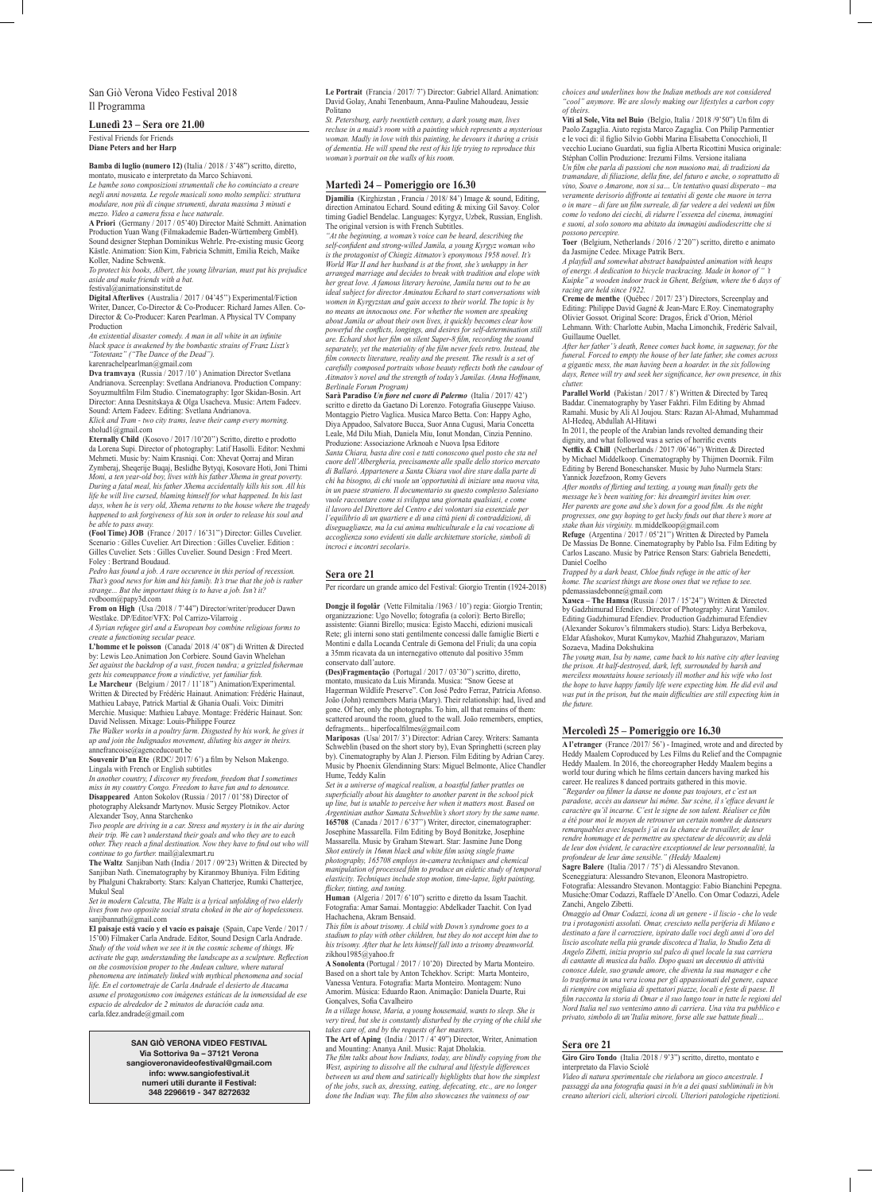# San Giò Verona Video Festival 2018
## Il Programma

## Lunedì 23 – Sera ore 21.00

Festival Friends for Friends
**Diane Peters and her Harp**

**Bamba di luglio (numero 12)** (Italia / 2018 / 3'48") scritto, diretto, montato, musicato e interpretato da Marco Schiavoni.
*Le bambe sono composizioni strumentali che ho cominciato a creare negli anni novanta. Le regole musicali sono molto semplici: struttura modulare, non più di cinque strumenti, durata massima 3 minuti e mezzo. Video a camera fissa e luce naturale.*

**A Priori** (Germany / 2017 / 05'40) Director Maité Schmitt. Animation Production Yuan Wang (Filmakademie Baden-Württemberg GmbH). Sound designer Stephan Dominikus Wehrle. Pre-existing music Georg Kästle. Animation: Sion Kim, Fabricia Schmitt, Emilia Reich, Maike Koller, Nadine Schwenk.
*To protect his books, Albert, the young librarian, must put his prejudice aside and make friends with a bat.*
festival@animationsinstitut.de

**Digital Afterlives** (Australia / 2017 / 04'45") Experimental/Fiction Writer, Dancer, Co-Director & Co-Producer: Richard James Allen. Co-Director & Co-Producer: Karen Pearlman. A Physical TV Company Production
*An existential disaster comedy. A man in all white in an infinite black space is awakened by the bombastic strains of Franz Liszt's "Totentanz" ("The Dance of the Dead").*
karenrachelpearlman@gmail.com

**Dva tramvaya** (Russia / 2017 /10' ) Animation Director Svetlana Andrianova. Screenplay: Svetlana Andrianova. Production Company: Soyuzmultfilm Film Studio. Cinematography: Igor Skidan-Bosin. Art Director: Anna Desnitskaya & Olga Usacheva. Music: Artem Fadeev. Sound: Artem Fadeev. Editing: Svetlana Andrianova.
*Klick and Tram - two city trams, leave their camp every morning.*
sholud1@gmail.com

**Eternally Child** (Kosovo / 2017 /10'20") Scritto, diretto e prodotto da Lorena Sopi. Director of photography: Latif Hasolli. Editor: Nexhmi Mehmeti. Music by: Naim Krasniqi. Con: Xhevat Qorraj and Miran Zymberaj, Sheqerije Buqaj, Beslidhe Bytyqi, Kosovare Hoti, Joni Thimi
*Moni, a ten year-old boy, lives with his father Xhema in great poverty. During a fatal meal, his father Xhema accidentally kills his son. All his life he will live cursed, blaming himself for what happened. In his last days, when he is very old, Xhema returns to the house where the tragedy happened to ask forgiveness of his son in order to release his soul and be able to pass away.*

**(Fool Time) JOB** (France / 2017 / 16'31") Director: Gilles Cuvelier. Scenario : Gilles Cuvelier. Art Direction : Gilles Cuvelier. Edition : Gilles Cuvelier. Sets : Gilles Cuvelier. Sound Design : Fred Meert. Foley : Bertrand Boudaud.
*Pedro has found a job. A rare occurence in this period of recession. That's good news for him and his family. It's true that the job is rather strange... But the important thing is to have a job. Isn't it?*
rvdboom@papy3d.com

**From on High** (Usa /2018 / 7'44") Director/writer/producer Dawn Westlake. DP/Editor/VFX: Pol Carrizo-Vilarroig .
*A Syrian refugee girl and a European boy combine religious forms to create a functioning secular peace.*

**L'homme et le poisson** (Canada/ 2018 /4' 08") di Written & Directed by: Lewis Leo.Animation Jon Corbiere. Sound Gavin Whelehan
*Set against the backdrop of a vast, frozen tundra; a grizzled fisherman gets his comeuppance from a vindictive, yet familiar fish.*

**Le Marcheur** (Belgium / 2017 / 11'18") Animation/Experimental. Written & Directed by Frédéric Hainaut. Animation: Frédéric Hainaut, Mathieu Labaye, Patrick Martial & Ghania Ouali. Voix: Dimitri Merchie. Musique: Mathieu Labaye. Montage: Frédéric Hainaut. Son: David Nelissen. Mixage: Louis-Philippe Fourez
*The Walker works in a poultry farm. Disgusted by his work, he gives it up and join the Indignados movement, diluting his anger in theirs.*
annefrancoise@agenceducourt.be

**Souvenir D'un Ete** (RDC/ 2017/ 6') a film by Nelson Makengo. Lingala with French or English subtitles
*In another country, I discover my freedom, freedom that I sometimes miss in my country Congo. Freedom to have fun and to denounce.*

**Disappeared** Anton Sokolov (Russia / 2017 / 01'58) Director of photography Aleksandr Martynov. Music Sergey Plotnikov. Actor Alexander Tsoy, Anna Starchenko
*Two people are driving in a car. Stress and mystery is in the air during their trip. We can't understand their goals and who they are to each other. They reach a final destination. Now they have to find out who will continue to go further.* mail@alexmart.ru

**The Waltz** Sanjiban Nath (India / 2017 / 09'23) Written & Directed by Sanjiban Nath. Cinematography by Kiranmoy Bhuniya. Film Editing by Phalguni Chakraborty. Stars: Kalyan Chatterjee, Rumki Chatterjee, Mukul Seal
*Set in modern Calcutta, The Waltz is a lyrical unfolding of two elderly lives from two opposite social strata choked in the air of hopelessness.*
sanjibannath@gmail.com

**El paisaje está vacío y el vacío es paisaje** (Spain, Cape Verde / 2017 / 15'00) Filmaker Carla Andrade. Editor, Sound Design Carla Andrade.
*Study of the void when we see it in the cosmic scheme of things. We activate the gap, understanding the landscape as a sculpture. Reflection on the cosmovision proper to the Andean culture, where natural phenomena are intimately linked with mythical phenomena and social life. En el cortometraje de Carla Andrade el desierto de Atacama asume el protagonismo con imágenes estáticas de la inmensidad de ese espacio de alrededor de 2 minutos de duración cada una.*
carla.fdez.andrade@gmail.com

**SAN GIÒ VERONA VIDEO FESTIVAL**
**Via Sottoriva 9a – 37121 Verona**
**sangioveronavideofestival@gmail.com**
**info: www.sangiofestival.it**
**numeri utili durante il Festival:**
**348 2296619 - 347 8272632**

**Le Portrait** (Francia / 2017/ 7') Director: Gabriel Allard. Animation: David Golay, Anahi Tenenbaum, Anna-Pauline Mahoudeau, Jessie Politano
*St. Petersburg, early twentieth century, a dark young man, lives recluse in a maid's room with a painting which represents a mysterious woman. Madly in love with this painting, he devours it during a crisis of dementia. He will spend the rest of his life trying to reproduce this woman's portrait on the walls of his room.*

## Martedì 24 – Pomeriggio ore 16.30

**Djamilia** (Kirghizstan , Francia / 2018/ 84') Image & sound, Editing, direction Aminatou Echard. Sound editing & mixing Gil Savoy. Color timing Gadiel Bendelac. Languages: Kyrgyz, Uzbek, Russian, English. The original version is with French Subtitles.
*"At the beginning, a woman's voice can be heard, describing the self-confident and strong-willed Jamila, a young Kyrgyz woman who is the protagonist of Chingiz Aitmatov's eponymous 1958 novel. It's World War II and her husband is at the front, she's unhappy in her arranged marriage and decides to break with tradition and elope with her great love. A famous literary heroine, Jamila turns out to be an ideal subject for director Aminatou Echard to start conversations with women in Kyrgyzstan and gain access to their world. The topic is by no means an innocuous one. For whether the women are speaking about Jamila or about their own lives, it quickly becomes clear how powerful the conflicts, longings, and desires for self-determination still are. Echard shot her film on silent Super-8 film, recording the sound separately, yet the materiality of the film never feels retro. Instead, the film connects literature, reality and the present. The result is a set of carefully composed portraits whose beauty reflects both the candour of Aitmatov's novel and the strength of today's Jamilas. (Anna Hoffmann, Berlinale Forum Program)*

**Sarà Paradiso** *Un fiore nel cuore di Palermo* (Italia / 2017/ 42') scritto e diretto da Gaetano Di Lorenzo. Fotografia Giuseppe Vaiuso. Montaggio Pietro Vaglica. Musica Marco Betta. Con: Happy Agho, Diya Appadoo, Salvatore Bucca, Suor Anna Cugusi, Maria Concetta Leale, Md Dilu Miah, Daniela Miu, Ionut Mondan, Cinzia Pennino. Produzione: Associazione Arknoah e Nuova Ipsa Editore
*Santa Chiara, basta dire così e tutti conoscono quel posto che sta nel cuore dell'Albergheria, precisamente alle spalle dello storico mercato di Ballarò. Appartenere a Santa Chiara vuol dire stare dalla parte di chi ha bisogno, di chi vuole un'opportunità di iniziare una nuova vita, in un paese straniero. Il documentario su questo complesso Salesiano vuole raccontare come si sviluppa una giornata qualsiasi, e come il lavoro del Direttore del Centro e dei volontari sia essenziale per l'equilibrio di un quartiere e di una città pieni di contraddizioni, di diseguaglianze, ma la cui anima multiculturale e la cui vocazione di accoglienza sono evidenti sin dalle architetture storiche, simboli di incroci e incontri secolari».*

## Sera ore 21

Per ricordare un grande amico del Festival: Giorgio Trentin (1924-2018)

**Dongje il fogolâr** (Vette Filmitalia /1963 / 10') regia: Giorgio Trentin; organizzazione: Ugo Novello; fotografia (a colori): Berto Birello; assistente: Gianni Birello; musica: Egisto Macchi, edizioni musicali Rete; gli interni sono stati gentilmente concessi dalle famiglie Bierti e Montini e dalla Locanda Centrale di Gemona del Friuli; da una copia a 35mm ricavata da un internegativo ottenuto dal positivo 35mm conservato dall'autore.

**(Des)Fragmentação** (Portugal / 2017 / 03'30") scritto, diretto, montato, musicato da Luis Miranda. Musica: "Snow Geese at Hagerman Wildlife Preserve". Con José Pedro Ferraz, Patrícia Afonso. João (John) remembers Maria (Mary). Their relationship: had, lived and gone. Of her, only the photographs. To him, all that remains of them: scattered around the room, glued to the wall. João remembers, empties, defragments... hiperfocalfilmes@gmail.com

**Mariposas** (Usa/ 2017/ 3') Director: Adrian Carey. Writers: Samanta Schweblin (based on the short story by), Evan Springhetti (screen play by). Cinematography by Alan J. Pierson. Film Editing by Adrian Carey. Music by Phoenix Glendinning Stars: Miguel Belmonte, Alice Chandler Hume, Teddy Kalin
*Set in a universe of magical realism, a boastful father prattles on superficially about his daughter to another parent in the school pick up line, but is unable to perceive her when it matters most. Based on Argentinian author Samanta Schweblin's short story by the same name.*

**165708** (Canada / 2017 / 6'37") Writer, director, cinematographer: Josephine Massarella. Film Editing by Boyd Bonitzke, Josephine Massarella. Music by Graham Stewart. Star: Jasmine June Dong
*Shot entirely in 16mm black and white film using single frame photography, 165708 employs in-camera techniques and chemical manipulation of processed film to produce an eidetic study of temporal elasticity. Techniques include stop motion, time-lapse, light painting, flicker, tinting, and toning.*

**Human** (Algeria / 2017/ 6'10") scritto e diretto da Issam Taachit. Fotografia: Amar Samai. Montaggio: Abdelkader Taachit. Con Iyad Hachachena, Akram Bensaid.
*This film is about trisomy. A child with Down's syndrome goes to a stadium to play with other children, but they do not accept him due to his trisomy. After that he lets himself fall into a trisomy dreamworld.*
zikhou1985@yahoo.fr

**A Sonolenta** (Portugal / 2017 / 10'20) Directed by Marta Monteiro. Based on a short tale by Anton Tchekhov. Script: Marta Monteiro, Vanessa Ventura. Fotografia: Marta Monteiro. Montagem: Nuno Amorim. Música: Eduardo Raon. Animação: Daniela Duarte, Rui Gonçalves, Sofia Cavalheiro
*In a village house, Maria, a young housemaid, wants to sleep. She is very tired, but she is constantly disturbed by the crying of the child she takes care of, and by the requests of her masters.*

**The Art of Aping** (India / 2017 / 4' 49") Director, Writer, Animation and Mounting: Ananya Anil. Music: Rajat Dholakia.
*The film talks about how Indians, today, are blindly copying from the West, aspiring to dissolve all the cultural and lifestyle differences between us and them and satirically highlights that how the simplest of the jobs, such as, dressing, eating, defecating, etc., are no longer done the Indian way. The film also showcases the vainness of our choices and underlines how the Indian methods are not considered "cool" anymore. We are slowly making our lifestyles a carbon copy of theirs.*

**Viti al Sole, Vita nel Buio** (Belgio, Italia / 2018 /9'50") Un film di Paolo Zagaglia. Aiuto regista Marco Zagaglia. Con Philip Parmentier e le voci di: il figlio Silvio Gobbi Marina Elisabetta Conocchioli, Il vecchio Luciano Guardati, sua figlia Alberta Ricottini Musica originale: Stéphan Collin Produzione: Irezumi Films. Versione italiana
*Un film che parla di passioni che non muoiono mai, di tradizioni da tramandare, di filiazione, della fine, del futuro e anche, o soprattutto di vino, Soave o Amarone, non si sa… Un tentativo quasi disperato – ma veramente derisorio diffronte ai tentativi di gente che muore in terra o in mare – di fare un film surreale, di far vedere a dei vedenti un film come lo vedono dei ciechi, di ridurre l'essenza del cinema, immagini e suoni, al solo sonoro ma abitato da immagini audiodescritte che si possono percepire.*

**Toer** (Belgium, Netherlands / 2016 / 2'20") scritto, diretto e animato da Jasmijne Cedee. Mixage Patrik Berx.
*A playfull and somewhat abstract handpainted animation with heaps of energy. A dedication to bicycle trackracing. Made in honor of " 't Kuipke" a wooden indoor track in Ghent, Belgium, where the 6 days of racing are held since 1922.*

**Creme de menthe** (Québec / 2017/ 23') Directors, Screenplay and Editing: Philippe David Gagné & Jean-Marc E.Roy. Cinematography Olivier Gossot. Original Score: Dragos, Érick d'Orion, Mériol Lehmann. With: Charlotte Aubin, Macha Limonchik, Fredéric Salvail, Guillaume Ouellet.
*After her father's death, Renee comes back home, in saguenay, for the funeral. Forced to empty the house of her late father, she comes across a gigantic mess, the man having been a hoarder. In the six following days, Renee will try and seek her significance, her own presence, in this clutter.*

**Parallel World** (Pakistan / 2017 / 8') Written & Directed by Tareq Baddar. Cinematography by Yaser Fakhri. Film Editing by Ahmad Ramahi. Music by Ali Al Joujou. Stars: Razan Al-Ahmad, Muhammad Al-Hedeq, Abdullah Al-Hitawi
In 2011, the people of the Arabian lands revolted demanding their dignity, and what followed was a series of horrific events

**Netflix & Chill** (Netherlands / 2017 /06'46") Written & Directed by Michael Middelkoop. Cinematography by Thijmen Doornik. Film Editing by Berend Boneschansker. Music by Juho Nurmela Stars: Yannick Jozefzoon, Romy Gevers
*After months of flirting and texting, a young man finally gets the message he's been waiting for: his dreamgirl invites him over. Her parents are gone and she's down for a good film. As the night progresses, one guy hoping to get lucky finds out that there's more at stake than his virginity.* m.middelkoop@gmail.com

**Refuge** (Argentina / 2017 / 05'21") Written & Directed by Pamela De Massias De Bonne. Cinematography by Pablo Isa. Film Editing by Carlos Lascano. Music by Patrice Renson Stars: Gabriela Benedetti, Daniel Coelho
*Trapped by a dark beast, Chloe finds refuge in the attic of her home. The scariest things are those ones that we refuse to see.*
pdemassiasdebonne@gmail.com

**Хамса – The Hamsa** (Russia / 2017 / 15'24") Written & Directed by Gadzhimurad Efendiev. Director of Photography: Airat Yamilov. Editing Gadzhimurad Efendiev. Production Gadzhimurad Efendiev (Alexander Sokurov's filmmakers studio). Stars: Lidya Berbekova, Eldar Afashokov, Murat Kumykov, Mazhid Zhahguraзov, Mariam Sozaeva, Madina Dokshukina
*The young man, Isa by name, came back to his native city after leaving the prison. At half-destroyed, deaf, left, surrounded by harsh and merciless mountains house seriously ill mother and his wife who lost the hope to have happy family life were expecting him. He did evil and was put in the prison, but the main difficulties are still expecting him in the future.*

## Mercoledì 25 – Pomeriggio ore 16.30

**A l'etranger** (France /2017/ 56') - Imagined, wrote and and directed by Heddy Maalem Coproduced by Les Films du Relief and the Compagnie Heddy Maalem. In 2016, the choreographer Heddy Maalem begins a world tour during which he films certain dancers having marked his career. He realizes 8 danced portraits gathered in this movie.
*"Regarder ou filmer la danse ne donne pas toujours, et c'est un paradoxe, accès au danseur lui même. Sur scène, il s'efface devant le caractère qu'il incarne. C'est le signe de son talent. Réaliser ce film a été pour moi le moyen de retrouver un certain nombre de danseurs remarquables avec lesquels j'ai eu la chance de travailler, de leur rendre hommage et de permettre au spectateur de découvrir, au delà de leur don évident, le caractère exceptionnel de leur personnalité, la profondeur de leur âme sensible." (Heddy Maalem)*

**Sagre Balere** (Italia /2017 / 75') di Alessandro Stevanon. Sceneggiatura: Alessandro Stevanon, Eleonora Mastropietro. Fotografia: Alessandro Stevanon. Montaggio: Fabio Bianchini Pepegna. Musiche:Omar Codazzi, Raffaele D'Anello. Con Omar Codazzi, Adele Zanchi, Angelo Zibetti.
*Omaggio ad Omar Codazzi, icona di un genere - il liscio - che lo vede tra i protagonisti assoluti. Omar, cresciuto nella periferia di Milano e destinato a fare il carrozziere, ispirato dalle voci degli anni d'oro del liscio ascoltate nella più grande discoteca d'Italia, lo Studio Zeta di Angelo Zibetti, inizia proprio sul palco di quel locale la sua carriera di cantante di musica da ballo. Dopo quasi un decennio di attività conosce Adele, suo grande amore, che diventa la sua manager e che lo trasforma in una vera icona per gli appassionati del genere, capace di riempire con migliaia di spettatori piazze, locali e feste di paese. Il film racconta la storia di Omar e il suo lungo tour in tutte le regioni del Nord Italia nel suo ventesimo anno di carriera. Una vita tra pubblico e privato, simbolo di un'Italia minore, forse alle sue battute finali…*

## Sera ore 21

**Giro Giro Tondo** (Italia /2018 / 9'3") scritto, diretto, montato e interpretato da Flavio Sciolé
*Video di natura sperimentale che rielabora un gioco ancestrale. I passaggi da una fotografia quasi in b/n a dei quasi subliminali in b/n creano ulteriori cicli, ulteriori circoli. Ulteriori patologiche ripetizioni.*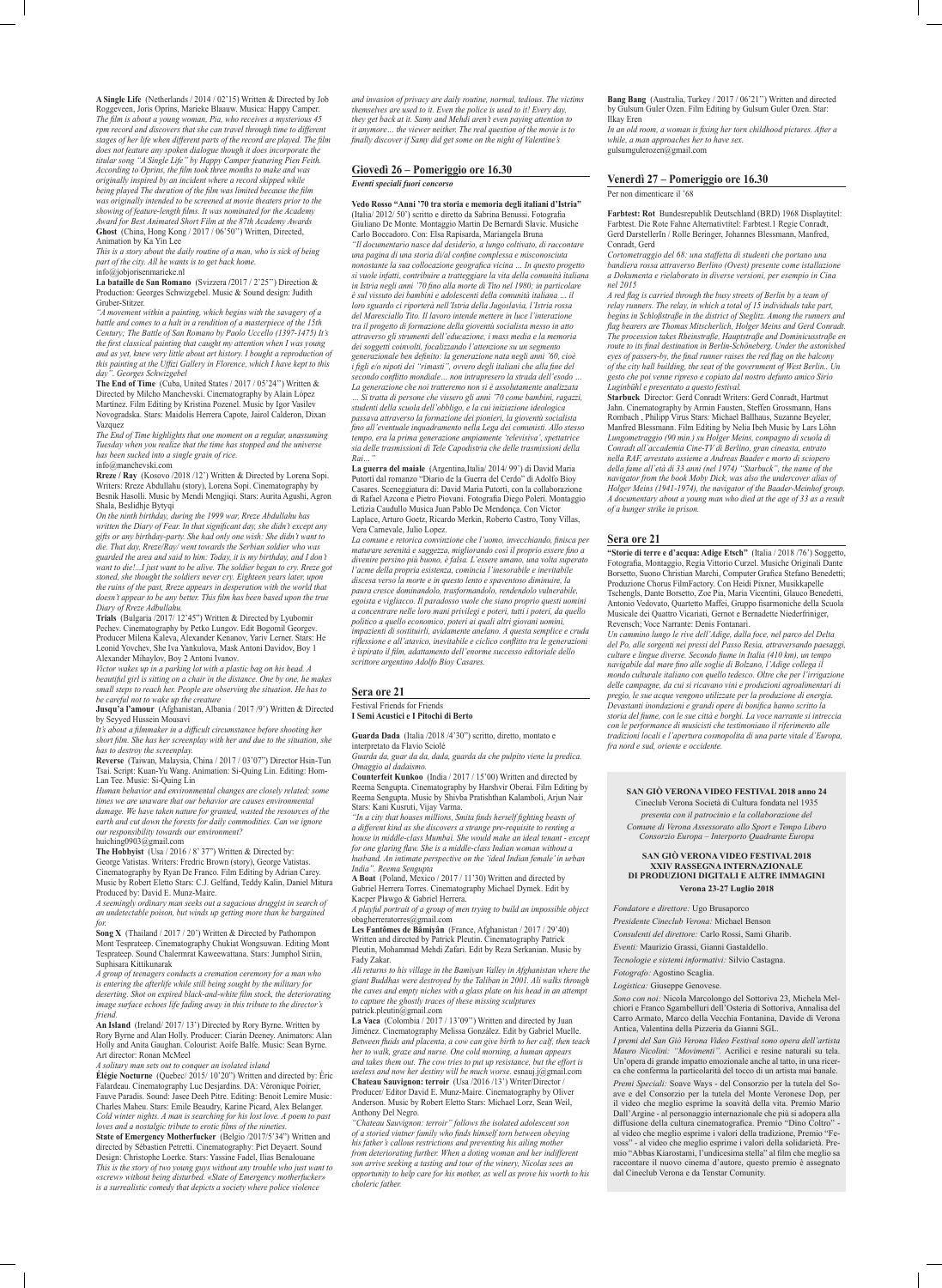**A Single Life** (Netherlands / 2014 / 02'15) Written & Directed by Job Roggeveen, Joris Oprins, Marieke Blaauw. Musica: Happy Camper.
*The film is about a young woman, Pia, who receives a mysterious 45 rpm record and discovers that she can travel through time to different stages of her life when different parts of the record are played. The film does not feature any spoken dialogue though it does incorporate the titular song "A Single Life" by Happy Camper featuring Pien Feith. According to Oprins, the film took three months to make and was originally inspired by an incident where a record skipped while being played The duration of the film was limited because the film was originally intended to be screened at movie theaters prior to the showing of feature-length films. It was nominated for the Academy Award for Best Animated Short Film at the 87th Academy Awards*

**Ghost** (China, Hong Kong / 2017 / 06'50") Written, Directed, Animation by Ka Yin Lee
*This is a story about the daily routine of a man, who is sick of being part of the city. All he wants is to get back home.*
info@jobjorisenmarieke.nl

**La bataille de San Romano** (Svizzera /2017 / 2'25") Direction & Production: Georges Schwizgebel. Music & Sound design: Judith Gruber-Stitzer.
*"A movement within a painting, which begins with the savagery of a battle and comes to a halt in a rendition of a masterpiece of the 15th Century; The Battle of San Romano by Paolo Uccello (1397-1475) It's the first classical painting that caught my attention when I was young and as yet, knew very little about art history. I bought a reproduction of this painting at the Uffizi Gallery in Florence, which I have kept to this day". Georges Schwizgebel*

**The End of Time** (Cuba, United States / 2017 / 05'24") Written & Directed by Milcho Manchevski. Cinematography by Alain López Martínez. Film Editing by Kristina Pozenel. Music by Igor Vasilev Novogradska. Stars: Maidolis Herrera Capote, Jairol Calderon, Dixan Vazquez
*The End of Time highlights that one moment on a regular, unassuming Tuesday when you realize that the time has stopped and the universe has been sucked into a single grain of rice.*
info@manchevski.com

**Rreze / Ray** (Kosovo /2018 /12') Written & Directed by Lorena Sopi. Writers: Rreze Abdullahu (story), Lorena Sopi. Cinematography by Besnik Hasolli. Music by Mendi Mengjiqi. Stars: Aurita Agushi, Agron Shala, Beslidhje Bytyqi
*On the ninth birthday, during the 1999 war, Rreze Abdullahu has written the Diary of Fear. In that significant day, she didn't except any gifts or any birthday-party. She had only one wish: She didn't want to die. That day, Rreze/Ray/ went towards the Serbian soldier who was guarded the area and said to him: Today, it is my birthday, and I don't want to die!...I just want to be alive. The soldier began to cry. Rreze got stoned, she thought the soldiers never cry. Eighteen years later, upon the ruins of the past, Rreze appears in desperation with the world that doesn't appear to be any better. This film has been based upon the true Diary of Rreze Adbullahu.*

**Trials** (Bulgaria /2017/ 12'45") Written & Directed by Lyubomir Pechev. Cinematography by Petko Lungov. Edit Bogomil Georgev. Producer Milena Kaleva, Alexander Kenanov, Yariv Lerner. Stars: He Leonid Yovchev, She Iva Yankulova, Mask Antoni Davidov, Boy 1 Alexander Mihaylov, Boy 2 Antoni Ivanov.
*Victor wakes up in a parking lot with a plastic bag on his head. A beautiful girl is sitting on a chair in the distance. One by one, he makes small steps to reach her. People are observing the situation. He has to be careful not to wake up the creature*

**Jusqu'a l'amour** (Afghanistan, Albania / 2017 /9') Written & Directed by Seyyed Hussein Mousavi
*It's about a filmmaker in a difficult circumstance before shooting her short film. She has her screenplay with her and due to the situation, she has to destroy the screenplay.*

**Reverse** (Taiwan, Malaysia, China / 2017 / 03'07") Director Hsin-Tun Tsai. Script: Kuan-Yu Wang. Animation: Si-Quing Lin. Editing: Hom-Lan Tee. Music: Si-Quing Lin
*Human behavior and environmental changes are closely related; some times we are unaware that our behavior are causes environmental damage. We have taken nature for granted, wasted the resources of the earth and cut down the forests for daily commodities. Can we ignore our responsibility towards our environment?*
huiching0903@gmail.com

**The Hobbyist** (Usa / 2016 / 8' 37") Written & Directed by: George Vatistas. Writers: Fredric Brown (story), George Vatistas. Cinematography by Ryan De Franco. Film Editing by Adrian Carey. Music by Robert Eletto Stars: C.J. Gelfand, Teddy Kalin, Daniel Mitura Produced by: David E. Munz-Maire.
*A seemingly ordinary man seeks out a sagacious druggist in search of an undetectable poison, but winds up getting more than he bargained for.*

**Song X** (Thailand / 2017 / 20') Written & Directed by Pathompon Mont Tesprateep. Cinematography Chukiat Wongsuwan. Editing Mont Tesprateep. Sound Chalermrat Kaweewattana. Stars: Jumphol Siriin, Suphisara Kittikunarak
*A group of teenagers conducts a cremation ceremony for a man who is entering the afterlife while still being sought by the military for deserting. Shot on expired black-and-white film stock, the deteriorating image surface echoes life fading away in this tribute to the director's friend.*

**An Island** (Ireland/ 2017/ 13') Directed by Rory Byrne. Written by Rory Byrne and Alan Holly. Producer: Ciarán Deeney. Animators: Alan Holly and Anita Gaughan. Colourist: Aoife Balfe. Music: Sean Byrne. Art director: Ronan McMeel
*A solitary man sets out to conquer an isolated island*

**Élégie Nocturne** (Quebec/ 2015/ 10'20") Written and directed by: Éric Falardeau. Cinematography Luc Desjardins. DA: Véronique Poirier, Fauve Paradis. Sound: Jasee Deeh Pitre. Editing: Benoit Lemire Music: Charles Maheu. Stars: Emile Beaudry, Karine Picard, Alex Belanger.
*Cold winter nights. A man is searching for his lost love. A poem to past loves and a nostalgic tribute to erotic films of the nineties.*

**State of Emergency Motherfucker** (Belgio /2017/5'34") Written and directed by Sébastien Petretti. Cinematography: Piet Deyaert. Sound Design: Christophe Loerke. Stars: Yassine Fadel, Ilias Benalouane
*This is the story of two young guys without any trouble who just want to «screw» without being disturbed. «State of Emergency motherfucker» is a surrealistic comedy that depicts a society where police violence and invasion of privacy are daily routine, normal, tedious. The victims themselves are used to it. Even the police is used to it! Every day, they get back at it. Samy and Mehdi aren't even paying attention to it anymore… the viewer neither. The real question of the movie is to finally discover if Samy did get some on the night of Valentine's*

## Giovedì 26 – Pomeriggio ore 16.30

*Eventi speciali fuori concorso*

**Vedo Rosso "Anni '70 tra storia e memoria degli italiani d'Istria"** (Italia/ 2012/ 50') scritto e diretto da Sabrina Benussi. Fotografia Giuliano De Monte. Montaggio Martin De Bernardi Slavic. Musiche Carlo Boccadoro. Con: Elsa Rapisarda, Mariangela Bruna
*"Il documentario nasce dal desiderio, a lungo coltivato, di raccontare una pagina di una storia di/al confine complessa e misconosciuta nonostante la sua collocazione geografica vicina … In questo progetto si vuole infatti, contribuire a tratteggiare la vita della comunità italiana in Istria negli anni '70 fino alla morte di Tito nel 1980; in particolare è sul vissuto dei bambini e adolescenti della comunità italiana … il loro sguardo ci riporterà nell'Istria della Jugoslavia, l'Istria rossa del Maresciallo Tito. Il lavoro intende mettere in luce l'interazione tra il progetto di formazione della gioventù socialista messo in atto attraverso gli strumenti dell'educazione, i mass media e la memoria dei soggetti coinvolti, focalizzando l'attenzione su un segmento generazionale ben definito: la generazione nata negli anni '60, cioè i figli e/o nipoti dei "rimasti", ovvero degli italiani che alla fine del secondo conflitto mondiale… non intrapresero la strada dell'esodo … La generazione che noi tratteremo non si è assolutamente analizzata … Si tratta di persone che vissero gli anni '70 come bambini, ragazzi, studenti della scuola dell'obbligo, e la cui iniziazione ideologica passava attraverso la formazione dei pionieri, la gioventù socialista fino all'eventuale inquadramento nella Lega dei comunisti. Allo stesso tempo, era la prima generazione ampiamente 'televisiva', spettatrice sia delle trasmissioni di Tele Capodistria che delle trasmissioni della Rai…"*

**La guerra del maiale** (Argentina,Italia/ 2014/ 99') di David Maria Putorti dal romanzo "Diario de la Guerra del Cerdo" di Adolfo Bioy Casares. Sceneggiatura di: David Maria Putorti, con la collaborazione di Rafael Azcona e Pietro Piovani. Fotografia Diego Poleri. Montaggio Letizia Caudullo Musica Juan Pablo De Mendonça. Con Víctor Laplace, Arturo Goetz, Ricardo Merkin, Roberto Castro, Tony Villas, Vera Carnevale, Julio Lopez.
*La comune e retorica convinzione che l'uomo, invecchiando, finisca per maturare serenità e saggezza, migliorando così il proprio essere fino a divenire persino più buono, è falsa. L'essere umano, una volta superato l'acme della propria esistenza, comincia l'inesorabile e inevitabile discesa verso la morte e in questo lento e spaventoso diminuire, la paura cresce dominandolo, trasformandolo, rendendolo vulnerabile, egoista e vigliacco. Il paradosso vuole che siano proprio questi uomini a concentrare nelle loro mani privilegi e poteri, tutti i poteri, da quello politico a quello economico, poteri ai quali altri giovani uomini, impazienti di sostituirli, avidamente anelano. A questa semplice e cruda riflessione e all'atavico, inevitabile e ciclico conflitto tra le generazioni è ispirato il film, adattamento dell'enorme successo editoriale dello scrittore argentino Adolfo Bioy Casares.*

## Sera ore 21

Festival Friends for Friends
**I Semi Acustici e I Pitochi di Berto**

**Guarda Dada** (Italia /2018 /4'30") scritto, diretto, montato e interpretato da Flavio Sciolé
*Guarda da, guar da da, dada, guarda da che pulpito viene la predica. Omaggio al dadaismo.*

**Counterfeit Kunkoo** (India / 2017 / 15'00) Written and directed by Reema Sengupta. Cinematography by Harshvir Oberai. Film Editing by Reema Sengupta. Music by Shivba Pratishthan Kalamboli, Arjun Nair Stars: Kani Kusruti, Vijay Varma.
*"In a city that houses millions, Smita finds herself fighting beasts of a different kind as she discovers a strange pre-requisite to renting a house in middle-class Mumbai. She would make an ideal tenant - except for one glaring flaw. She is a middle-class Indian woman without a husband. An intimate perspective on the 'ideal Indian female' in urban India". Reema Sengupta*

**A Boat** (Poland, Mexico / 2017 / 11'30) Written and directed by Gabriel Herrera Torres. Cinematography Michael Dymek. Edit by Kacper Plawgo & Gabriel Herrera.
*A playful portrait of a group of men trying to build an impossible object*
obagherreratorres@gmail.com

**Les Fantômes de Bâmiyân** (France, Afghanistan / 2017 / 29'40) Written and directed by Patrick Pleutin. Cinematography Patrick Pleutin, Mohammad Mehdi Zafari. Edit by Reza Serkanian. Music by Fady Zakar.
*Ali returns to his village in the Bamiyan Valley in Afghanistan where the giant Buddhas were destroyed by the Taliban in 2001. Ali walks through the caves and empty niches with a glass plate on his head in an attempt to capture the ghostly traces of these missing sculptures*
patrick.pleutin@gmail.com

**La Vaca** (Colombia / 2017 / 13'09") Written and Directed by Juan Jiménez. Cinematography Melissa González. Edit by Gabriel Muelle.
*Between fluids and placenta, a cow can give birth to her calf, then teach her to walk, graze and nurse. One cold morning, a human appears and takes them out. The cow tries to put up resistance, but the effort is useless and now her destiny will be much worse.* esnauj.j@gmail.com

**Chateau Sauvignon: terroir** (Usa /2016 /13') Writer/Director / Producer/ Editor David E. Munz-Maire. Cinematography by Oliver Anderson. Music by Robert Eletto Stars: Michael Lorz, Sean Weil, Anthony Del Negro.
*"Chateau Sauvignon: terroir" follows the isolated adolescent son of a storied vintner family who finds himself torn between obeying his father's callous restrictions and preventing his ailing mother from deteriorating further. When a doting woman and her indifferent son arrive seeking a tasting and tour of the winery, Nicolas sees an opportunity to help care for his mother, as well as prove his worth to his choleric father.*

**Bang Bang** (Australia, Turkey / 2017 / 06'21") Written and directed by Gulsum Guler Ozen. Film Editing by Gulsum Guler Ozen. Star: Ilkay Eren
*In an old room, a woman is fixing her torn childhood pictures. After a while, a man approaches her to have sex.*
gulsumgulerozen@gmail.com

## Venerdì 27 – Pomeriggio ore 16.30

Per non dimenticare il '68

**Farbtest: Rot** Bundesrepublik Deutschland (BRD) 1968 Displaytitel: Farbtest. Die Rote Fahne Alternativtitel: Farbtest.1 Regie Conradt, Gerd DarstellerIn / Rolle Beringer, Johannes Blessmann, Manfred, Conradt, Gerd
*Cortometraggio del 68: una staffetta di studenti che portano una bandiera rossa attraverso Berlino (Ovest) presente come istallazione a Dokumenta e rielaborato in diverse versioni, per esempio in Cina nel 2015*
*A red flag is carried through the busy streets of Berlin by a team of relay runners. The relay, in which a total of 15 individuals take part, begins in Schloßstraße in the district of Steglitz. Among the runners and flag bearers are Thomas Mitscherlich, Holger Meins and Gerd Conradt. The procession takes Rheinstraße, Hauptstraße and Dominicusstraße en route to its final destination in Berlin-Schöneberg. Under the astonished eyes of passers-by, the final runner raises the red flag on the balcony of the city hall building, the seat of the government of West Berlin.. Un gesto che poi venne ripreso e copiato dal nostro defunto amico Sirio Luginbühl e presentato a questo festival.*

**Starbuck** Director: Gerd Conradt Writers: Gerd Conradt, Hartmut Jahn. Cinematography by Armin Fausten, Steffen Grossmann, Hans Rombach , Philipp Virus Stars: Michael Ballhaus, Suzanne Beyeler, Manfred Blessmann. Film Editing by Nelia Ibeh Music by Lars Löhn
*Lungometraggio (90 min.) su Holger Meins, compagno di scuola di Conradt all'accademia Cine-TV di Berlino, gran cineasta, entrato nella RAF, arrestato assieme a Andreas Baader e morto di sciopero della fame all'età di 33 anni (nel 1974) "Starbuck", the name of the navigator from the book Moby Dick, was also the undercover alias of Holger Meins (1941-1974), the navigator of the Baader-Meinhof group. A documentary about a young man who died at the age of 33 as a result of a hunger strike in prison.*

## Sera ore 21

**"Storie di terre e d'acqua: Adige Etsch"** (Italia / 2018 /76') Soggetto, Fotografia, Montaggio, Regia Vittorio Curzel. Musiche Originali Dante Borsetto, Suono Christian Marchi, Computer Grafica Stefano Benedetti; Produzione Chorus FilmFactory. Con Heidi Pixner, Musikkapelle Tschengls, Dante Borsetto, Zoe Pia, Maria Vicentini, Glauco Benedetti, Antonio Vedovato, Quartetto Maffei, Gruppo fisarmoniche della Scuola Musicale dei Quattro Vicariati, Gernot e Bernadette Niederfriniger, Revensch; Voce Narrante: Denis Fontanari.
*Un cammino lungo le rive dell'Adige, dalla foce, nel parco del Delta del Po, alle sorgenti nei pressi del Passo Resia, attraversando paesaggi, culture e lingue diverse. Secondo fiume in Italia (410 km), un tempo navigabile dal mare fino alle soglie di Bolzano, l'Adige collega il mondo culturale italiano con quello tedesco. Oltre che per l'irrigazione delle campagne, da cui si ricavano vini e produzioni agroalimentari di pregio, le sue acque vengono utilizzate per la produzione di energia. Devastanti inondazioni e grandi opere di bonifica hanno scritto la storia del fiume, con le sue città e borghi. La voce narrante si intreccia con le performance di musicisti che testimoniano il riferimento alle tradizioni locali e l'apertura cosmopolita di una parte vitale d'Europa, fra nord e sud, oriente e occidente.*

---

**SAN GIÒ VERONA VIDEO FESTIVAL 2018 anno 24**
Cineclub Verona Società di Cultura fondata nel 1935
*presenta con il patrocinio e la collaborazione del*
*Comune di Verona Assessorato allo Sport e Tempo Libero*
*Consorzio Europa – Interporto Quadrante Europa*

**SAN GIÒ VERONA VIDEO FESTIVAL 2018**
**XXIV RASSEGNA INTERNAZIONALE**
**DI PRODUZIONI DIGITALI E ALTRE IMMAGINI**
**Verona 23-27 Luglio 2018**

*Fondatore e direttore:* Ugo Brusaporco
*Presidente Cineclub Verona:* Michael Benson
*Consulenti del direttore:* Carlo Rossi, Sami Gharib.
*Eventi:* Maurizio Grassi, Gianni Gastaldello.
*Tecnologie e sistemi informativi:* Silvio Castagna.
*Fotografo:* Agostino Scaglia.
*Logistica:* Giuseppe Genovese.

*Sono con noi:* Nicola Marcolongo del Sottoriva 23, Michela Melchiori e Franco Sgambelluri dell'Osteria di Sottoriva, Annalisa del Carro Armato, Marco della Vecchia Fontanina, Davide di Verona Antica, Valentina della Pizzeria da Gianni SGL.

*I premi del San Giò Verona Video Festival sono opera dell'artista Mauro Nicolini: "Movimenti".* Acrilici e resine naturali su tela. Un'opera di grande impatto emozionale anche al tatto, in una ricerca che conferma la particolarità del tocco di un artista mai banale.

*Premi Speciali:* Soave Ways - del Consorzio per la tutela del Soave e del Consorzio per la tutela del Monte Veronese Dop, per il video che meglio esprime la soavità della vita. Premio Mario Dall'Argine - al personaggio internazionale che più si adopera alla diffusione della cultura cinematografica. Premio "Dino Coltro" - al video che meglio esprime i valori della tradizione, Premio "Fevoss" - al video che meglio esprime i valori della solidarietà. Premio "Abbas Kiarostami, l'undicesima stella" al film che meglio sa raccontare il nuovo cinema d'autore, questo premio è assegnato dal Cineclub Verona e da Tenstar Comunity.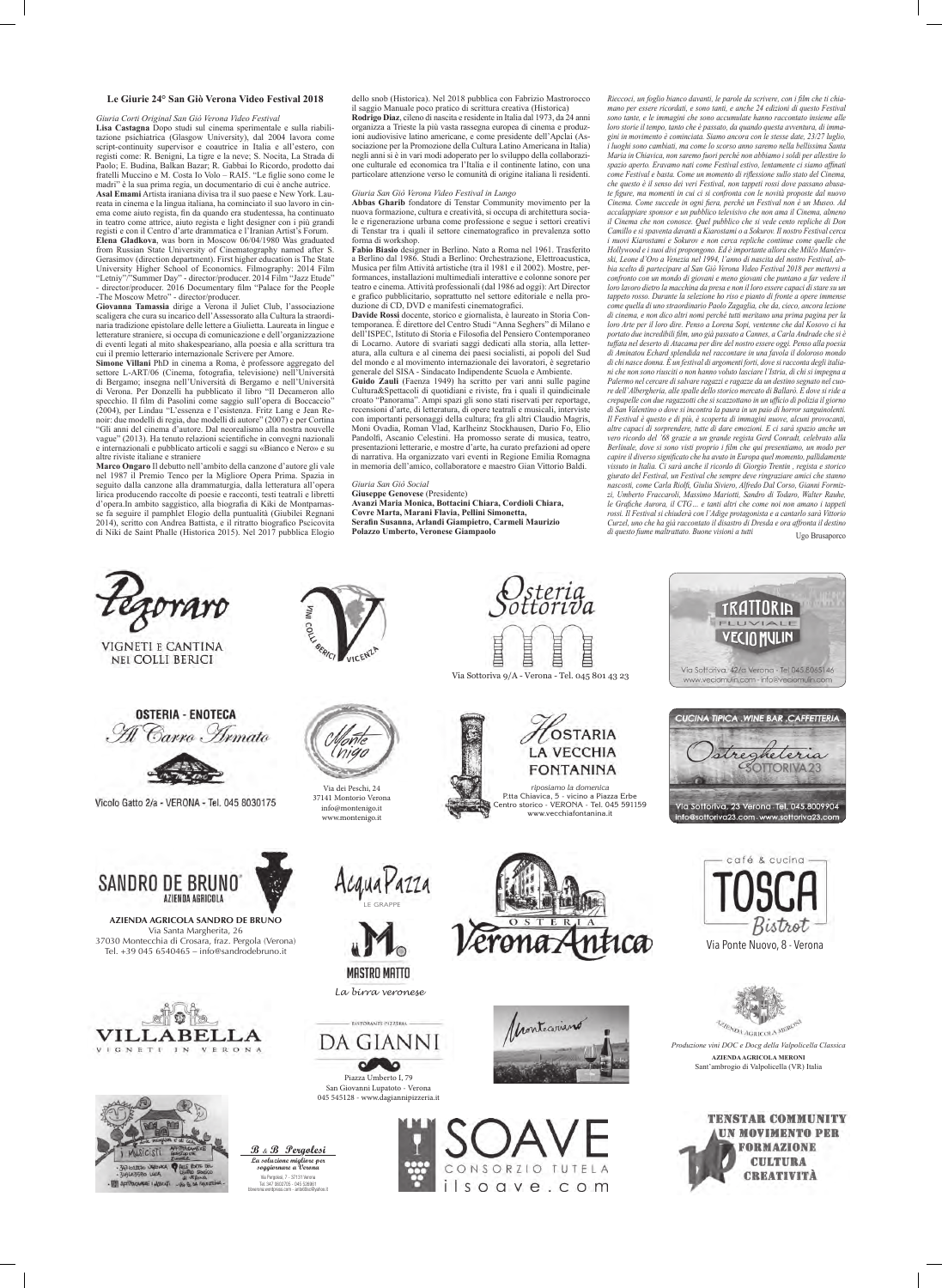### Le Giurie 24° San Giò Verona Video Festival 2018

*Giuria Corti Original San Giò Verona Video Festival*

**Lisa Castagna** Dopo studi sul cinema sperimentale e sulla riabilitazione psichiatrica (Glasgow University), dal 2004 lavora come script-continuity supervisor e coautrice in Italia e all'estero, con registi come: R. Benigni, La tigre e la neve; S. Nocita, La Strada di Paolo; E. Budina, Balkan Bazar; R. Gabbai Io Ricordo, prodotto dai fratelli Muccino e M. Costa Io Volo – RAI5. "Le figlie sono come le madri" è la sua prima regia, un documentario di cui è anche autrice.

**Asal Emami** Artista iraniana divisa tra il suo paese e New York. Laureata in cinema e la lingua italiana, ha cominciato il suo lavoro in cinema come aiuto regista, fin da quando era studentessa, ha continuato in teatro come attrice, aiuto regista e light designer con i più grandi registi e con il Centro d'arte drammatica e l'Iranian Artist's Forum.

**Elena Gladkova**, was born in Moscow 06/04/1980 Was graduated from Russian State University of Cinematography named after S. Gerasimov (direction department). First higher education is The State University Higher School of Economics. Filmography: 2014 Film "Letniy"/"Summer Day" - director/producer. 2014 Film "Jazz Etude" - director/producer. 2016 Documentary film "Palace for the People -The Moscow Metro" - director/producer.

**Giovanna Tamassia** dirige a Verona il Juliet Club, l'associazione scaligera che cura su incarico dell'Assessorato alla Cultura la straordinaria tradizione epistolare delle lettere a Giulietta. Laureata in lingue e letterature straniere, si occupa di comunicazione e dell'organizzazione di eventi legati al mito shakespeariano, alla poesia e alla scrittura tra cui il premio letterario internazionale Scrivere per Amore.

**Simone Villani** PhD in cinema a Roma, è professore aggregato del settore L-ART/06 (Cinema, fotografia, televisione) nell'Università di Bergamo; insegna nell'Università di Bergamo e nell'Università di Verona. Per Donzelli ha pubblicato il libro "Il Decameron allo specchio. Il film di Pasolini come saggio sull'opera di Boccaccio" (2004), per Lindau "L'essenza e l'esistenza. Fritz Lang e Jean Renoir: due modelli di regia, due modelli di autore" (2007) e per Cortina "Gli anni del cinema d'autore. Dal neorealismo alla nostra nouvelle vague" (2013). Ha tenuto relazioni scientifiche in convegni nazionali e internazionali e pubblicato articoli e saggi su «Bianco e Nero» e su altre riviste italiane e straniere

**Marco Ongaro** Il debutto nell'ambito della canzone d'autore gli vale nel 1987 il Premio Tenco per la Migliore Opera Prima. Spazia in seguito dalla canzone alla drammaturgia, dalla letteratura all'opera lirica producendo raccolte di poesie e racconti, testi teatrali e libretti d'opera.In ambito saggistico, alla biografia di Kiki de Montparnasse fa seguire il pamphlet Elogio della puntualità (Giubilei Regnani 2014), scritto con Andrea Battista, e il ritratto biografico Pscicovita di Niki de Saint Phalle (Historica 2015). Nel 2017 pubblica Elogio dello snob (Historica). Nel 2018 pubblica con Fabrizio Mastrorocco il saggio Manuale poco pratico di scrittura creativa (Historica)

**Rodrigo Diaz**, cileno di nascita e residente in Italia dal 1973, da 24 anni organizza a Trieste la più vasta rassegna europea di cinema e produzioni audiovisive latino americane, e come presidente dell'Apclai (Associazione per la Promozione della Cultura Latino Americana in Italia) negli anni si è in vari modi adoperato per lo sviluppo della collaborazione culturale ed economica tra l'Italia e il continente latino, con una particolare attenzione verso le comunità di origine italiana lì residenti.

*Giuria San Giò Verona Video Festival in Lungo*

**Abbas Gharib** fondatore di Tenstar Community movimento per la nuova formazione, cultura e creatività, si occupa di architettura sociale e rigenerazione urbana come professione e segue i settori creativi di Tenstar tra i quali il settore cinematografico in prevalenza sotto forma di workshop.

**Fabio Biasio** designer in Berlino. Nato a Roma nel 1961. Trasferito a Berlino dal 1986. Studi a Berlino: Orchestrazione, Elettroacustica, Musica per film Attività artistiche (tra il 1981 e il 2002). Mostre, performances, installazioni multimediali interattive e colonne sonore per teatro e cinema. Attività professionali (dal 1986 ad oggi): Art Director e grafico pubblicitario, soprattutto nel settore editoriale e nella produzione di CD, DVD e manifesti cinematografici.

**Davide Rossi** docente, storico e giornalista, è laureato in Storia Contemporanea. È direttore del Centro Studi "Anna Seghers" di Milano e dell'ISPEC, Istituto di Storia e Filosofia del Pensiero Contemporaneo di Locarno. Autore di svariati saggi dedicati alla storia, alla letteratura, alla cultura e al cinema dei paesi socialisti, ai popoli del Sud del mondo e al movimento internazionale dei lavoratori, è segretario generale del SISA - Sindacato Indipendente Scuola e Ambiente.

**Guido Zauli** (Faenza 1949) ha scritto per vari anni sulle pagine Cultura&Spettacoli di quotidiani e riviste, fra i quali il quindicinale croato "Panorama". Ampi spazi gli sono stati riservati per reportage, recensioni d'arte, di letteratura, di opere teatrali e musicali, interviste con importanti personaggi della cultura; fra gli altri Claudio Magris, Moni Ovadia, Roman Vlad, Karlheinz Stockhausen, Dario Fo, Elio Pandolfi, Ascanio Celestini. Ha promosso serate di musica, teatro, presentazioni letterarie, e mostre d'arte, ha curato prefazioni ad opere di narrativa. Ha organizzato vari eventi in Regione Emilia Romagna in memoria dell'amico, collaboratore e maestro Gian Vittorio Baldi.

*Giuria San Giò Social*

**Giuseppe Genovese** (Presidente)
**Avanzi Maria Monica, Bottacini Chiara, Cordioli Chiara, Covre Marta, Marani Flavia, Pellini Simonetta, Serafin Susanna, Arlandi Giampietro, Carmeli Maurizio Polazzo Umberto, Veronese Giampaolo**

*Rieccoci, un foglio bianco davanti, le parole da scrivere, con i film che ti chiamano per essere ricordati, e sono tanti, e anche 24 edizioni di questo Festival sono tante, e le immagini che sono accumulate hanno raccontato insieme alle loro storie il tempo, tanto che è passato, da quando questa avventura, di immagini in movimento è cominciata. Siamo ancora con le stesse date, 23/27 luglio, i luoghi sono cambiati, ma come lo scorso anno saremo nella bellissima Santa Maria in Chiavica, non saremo fuori perché non abbiamo i soldi per allestire lo spazio aperto. Eravamo nati come Festival estivo, lentamente ci siamo affinati come Festival e basta. Come un momento di riflessione sullo stato del Cinema, che questo è il senso dei veri Festival, non tappeti rossi dove passano abusate figure, ma momenti in cui ci si confronta con le novità proposte dal nuovo Cinema. Come succede in ogni fiera, perché un Festival non è un Museo. Ad accalappiare sponsor e un pubblico televisivo che non ama il Cinema, almeno il Cinema che non conosce. Quel pubblico che sì vede cento repliche di Don Camillo e si spaventa davanti a Kiarostami o a Sokurov. Il nostro Festival cerca i nuovi Kiarostami e Sokurov e non cerca repliche continue come quelle che Hollywood e i suoi divi propongono. Ed è importante allora che Milčo Mančevski, Leone d'Oro a Venezia nel 1994, l'anno di nascita del nostro Festival, abbia scelto di partecipare al San Giò Verona Video Festival 2018 per mettersi a confronto con un mondo di giovani e meno giovani che puntano a far vedere il loro lavoro dietro la macchina da presa e non il loro essere capaci di stare su un tappeto rosso. Durante la selezione ho riso e pianto di fronte a opere immense come quella di uno straordinario Paolo Zagaglia, che da, cieco, ancora lezione di cinema, e non dico altri nomi perché tutti meritano una prima pagina per la loro Arte per il loro dire. Penso a Lorena Sopi, ventenne che dal Kosovo ci ha portato due incredibili film, uno già passato a Cannes, a Carla Andrade che si è tuffata nel deserto di Atacama per dire del nostro essere oggi. Penso alla poesia di Aminatou Echard splendida nel raccontare in una favola il doloroso mondo di chi nasce donna. È un festival di argomenti forti, dove si racconta degli italiani che non sono riusciti o non hanno voluto lasciare l'Istria, di chi si impegna a Palermo nel cercare di salvare ragazzi e ragazze da un destino segnato nel cuore dell'Albergheria, alle spalle dello storico mercato di Ballarò. E dove si ride a crepapelle con due ragazzotti che si scazzottano in un ufficio di polizia il giorno di San Valentino o dove si incontra la paura in un paio di horror sanguinolenti. Il Festival è questo e di più, è scoperta di immagini nuove, alcuni provocanti, altre capaci di sorprendere, tutte di dare emozioni. E ci sarà spazio anche un vero ricordo del '68 grazie a un grande regista Gerd Conradt, celebrato alla Berlinale, dove si sono visti proprio i film che qui presentiamo, un modo per capire il diverso significato che ha avuto in Europa quel movimento, pallidamente vissuto in Italia. Ci sarà anche il ricordo di Giorgio Trentin , regista e storico giurato del Festival, un Festival che sempre deve ringraziare amici che stanno nascosti, come Carla Riolfi, Giulia Siviero, Alfredo Dal Corso, Gianni Formizzi, Umberto Fraccaroli, Massimo Mariotti, Sandro di Todaro, Walter Rauhe, le Grafiche Aurora, il CTG… e tanti altri che come noi non amano i tappeti rossi. Il Festival si chiuderà con l'Adige protagonista e a cantarlo sarà Vittorio Curzel, uno che ha già raccontato il disastro di Dresda e ora affronta il destino di questo fiume maltrattato. Buone visioni a tutti*

Ugo Brusaporco

Pegoraro
VIGNETI E CANTINA NEI COLLI BERICI

VINI COLLI BERICI VICENZA

Osteria Sottoriva
Via Sottoriva 9/A - Verona - Tel. 045 801 43 23

TRATTORIA FLUVIALE VECIO MULIN
Via Sottoriva, 42/a Verona - Tel. 045.8065146
www.veciomulin.com - info@veciomulin.com

OSTERIA - ENOTECA
Al Carro Armato
Vicolo Gatto 2/a - VERONA - Tel. 045 8030175

Monte nigo
Via dei Peschi, 24
37141 Montorio Verona
info@montenigo.it
www.montenigo.it

HOSTARIA LA VECCHIA FONTANINA
riposiamo la domenica
P.tta Chiavica, 5 - vicino a Piazza Erbe
Centro storico - VERONA - Tel. 045 591159
www.vecchiafontanina.it

CUCINA TIPICA . WINE BAR . CAFFETTERIA
Ostregheteria SOTTORIVA23
Via Sottoriva, 23 Verona . Tel. 045.8009904
info@sottoriva23.com . www.sottoriva23.com

SANDRO DE BRUNO AZIENDA AGRICOLA
**AZIENDA AGRICOLA SANDRO DE BRUNO**
Via Santa Margherita, 26
37030 Montecchia di Crosara, fraz. Pergola (Verona)
Tel. +39 045 6540465 – info@sandrodebruno.it

AcquaPazza LE GRAPPE

MASTRO MATTO
La birra veronese

OSTERIA Verona Antica

café & cucina
TOSCA Bistrot
Via Ponte Nuovo, 8 - Verona

VILLABELLA
VIGNETI IN VERONA

RISTORANTE PIZZERIA
DA GIANNI
Piazza Umberto I, 79
San Giovanni Lupatoto - Verona
045 545128 - www.dagiannipizzeria.it

Montecariano

AZIENDA AGRICOLA MERONI
*Produzione vini DOC e Docg della Valpolicella Classica*
**AZIENDA AGRICOLA MERONI**
Sant'ambrogio di Valpolicella (VR) Italia

**B & B Pergolesi**
*La soluzione migliore per soggiornare a Verona*

SOAVE
CONSORZIO TUTELA
ilsoave.com

TENSTAR COMMUNITY
UN MOVIMENTO PER
FORMAZIONE
CULTURA
CREATIVITÀ